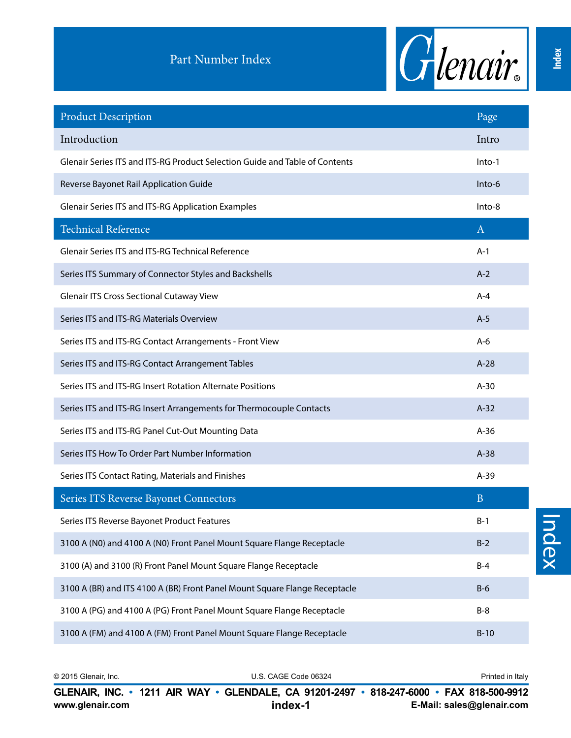# Part Number Index

| Product Description | Page |
|---|---|
| Introduction | Intro |
| Glenair Series ITS and ITS-RG Product Selection Guide and Table of Contents | Into-1 |
| Reverse Bayonet Rail Application Guide | Into-6 |
| Glenair Series ITS and ITS-RG Application Examples | Into-8 |
| **Technical Reference** | **A** |
| Glenair Series ITS and ITS-RG Technical Reference | A-1 |
| Series ITS Summary of Connector Styles and Backshells | A-2 |
| Glenair ITS Cross Sectional Cutaway View | A-4 |
| Series ITS and ITS-RG Materials Overview | A-5 |
| Series ITS and ITS-RG Contact Arrangements - Front View | A-6 |
| Series ITS and ITS-RG Contact Arrangement Tables | A-28 |
| Series ITS and ITS-RG Insert Rotation Alternate Positions | A-30 |
| Series ITS and ITS-RG Insert Arrangements for Thermocouple Contacts | A-32 |
| Series ITS and ITS-RG Panel Cut-Out Mounting Data | A-36 |
| Series ITS How To Order Part Number Information | A-38 |
| Series ITS Contact Rating, Materials and Finishes | A-39 |
| **Series ITS Reverse Bayonet Connectors** | **B** |
| Series ITS Reverse Bayonet Product Features | B-1 |
| 3100 A (N0) and 4100 A (N0) Front Panel Mount Square Flange Receptacle | B-2 |
| 3100 (A) and 3100 (R) Front Panel Mount Square Flange Receptacle | B-4 |
| 3100 A (BR) and ITS 4100 A (BR) Front Panel Mount Square Flange Receptacle | B-6 |
| 3100 A (PG) and 4100 A (PG) Front Panel Mount Square Flange Receptacle | B-8 |
| 3100 A (FM) and 4100 A (FM) Front Panel Mount Square Flange Receptacle | B-10 |

© 2015 Glenair, Inc. U.S. CAGE Code 06324 Printed in Italy

**GLENAIR, INC. • 1211 AIR WAY • GLENDALE, CA 91201-2497 • 818-247-6000 • FAX 818-500-9912**

**www.glenair.com** **E-Mail: sales@glenair.com**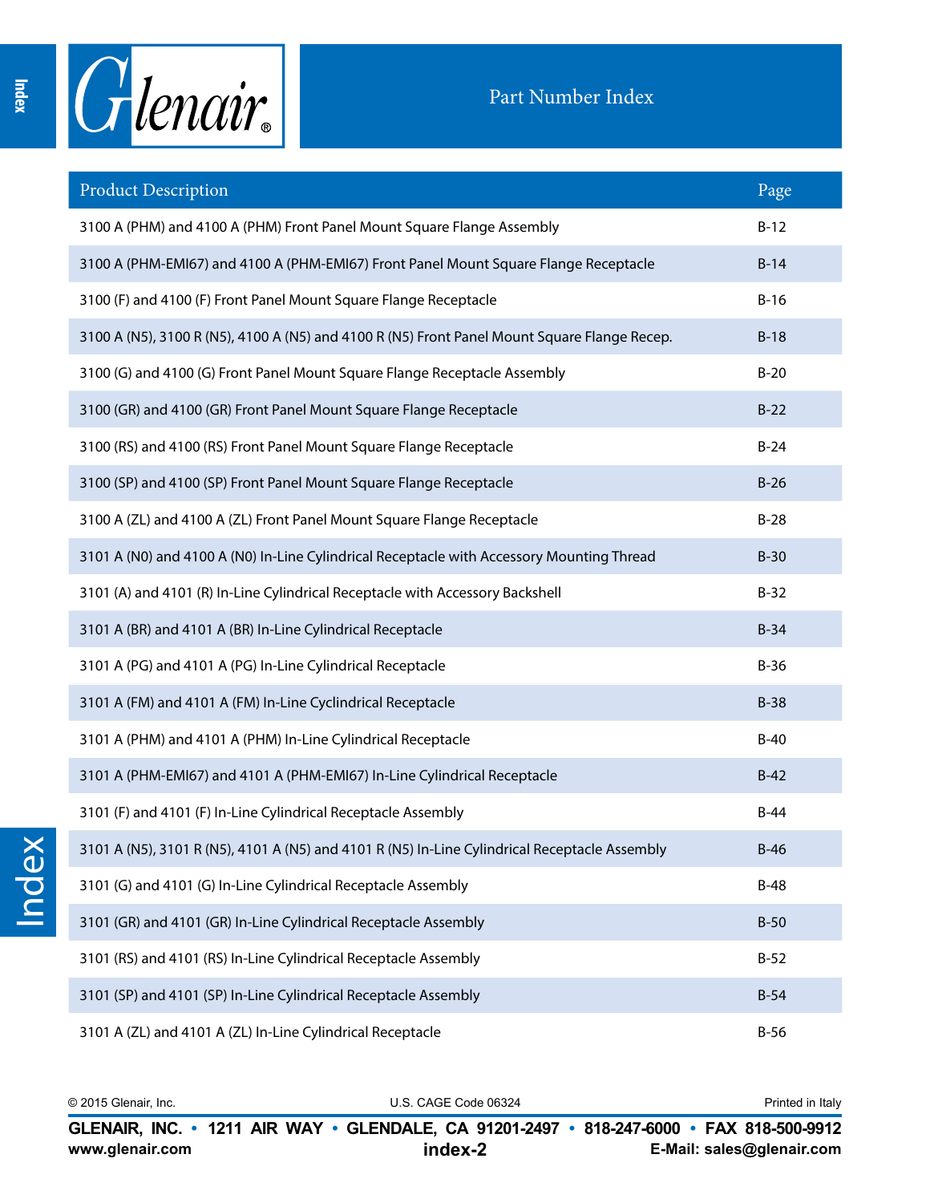# Part Number Index

| Product Description | Page |
|---|---|
| 3100 A (PHM) and 4100 A (PHM) Front Panel Mount Square Flange Assembly | B-12 |
| 3100 A (PHM-EMI67) and 4100 A (PHM-EMI67) Front Panel Mount Square Flange Receptacle | B-14 |
| 3100 (F) and 4100 (F) Front Panel Mount Square Flange Receptacle | B-16 |
| 3100 A (N5), 3100 R (N5), 4100 A (N5) and 4100 R (N5) Front Panel Mount Square Flange Recep. | B-18 |
| 3100 (G) and 4100 (G) Front Panel Mount Square Flange Receptacle Assembly | B-20 |
| 3100 (GR) and 4100 (GR) Front Panel Mount Square Flange Receptacle | B-22 |
| 3100 (RS) and 4100 (RS) Front Panel Mount Square Flange Receptacle | B-24 |
| 3100 (SP) and 4100 (SP) Front Panel Mount Square Flange Receptacle | B-26 |
| 3100 A (ZL) and 4100 A (ZL) Front Panel Mount Square Flange Receptacle | B-28 |
| 3101 A (N0) and 4100 A (N0) In-Line Cylindrical Receptacle with Accessory Mounting Thread | B-30 |
| 3101 (A) and 4101 (R) In-Line Cylindrical Receptacle with Accessory Backshell | B-32 |
| 3101 A (BR) and 4101 A (BR) In-Line Cylindrical Receptacle | B-34 |
| 3101 A (PG) and 4101 A (PG) In-Line Cylindrical Receptacle | B-36 |
| 3101 A (FM) and 4101 A (FM) In-Line Cyclindrical Receptacle | B-38 |
| 3101 A (PHM) and 4101 A (PHM) In-Line Cylindrical Receptacle | B-40 |
| 3101 A (PHM-EMI67) and 4101 A (PHM-EMI67) In-Line Cylindrical Receptacle | B-42 |
| 3101 (F) and 4101 (F) In-Line Cylindrical Receptacle Assembly | B-44 |
| 3101 A (N5), 3101 R (N5), 4101 A (N5) and 4101 R (N5) In-Line Cylindrical Receptacle Assembly | B-46 |
| 3101 (G) and 4101 (G) In-Line Cylindrical Receptacle Assembly | B-48 |
| 3101 (GR) and 4101 (GR) In-Line Cylindrical Receptacle Assembly | B-50 |
| 3101 (RS) and 4101 (RS) In-Line Cylindrical Receptacle Assembly | B-52 |
| 3101 (SP) and 4101 (SP) In-Line Cylindrical Receptacle Assembly | B-54 |
| 3101 A (ZL) and 4101 A (ZL) In-Line Cylindrical Receptacle | B-56 |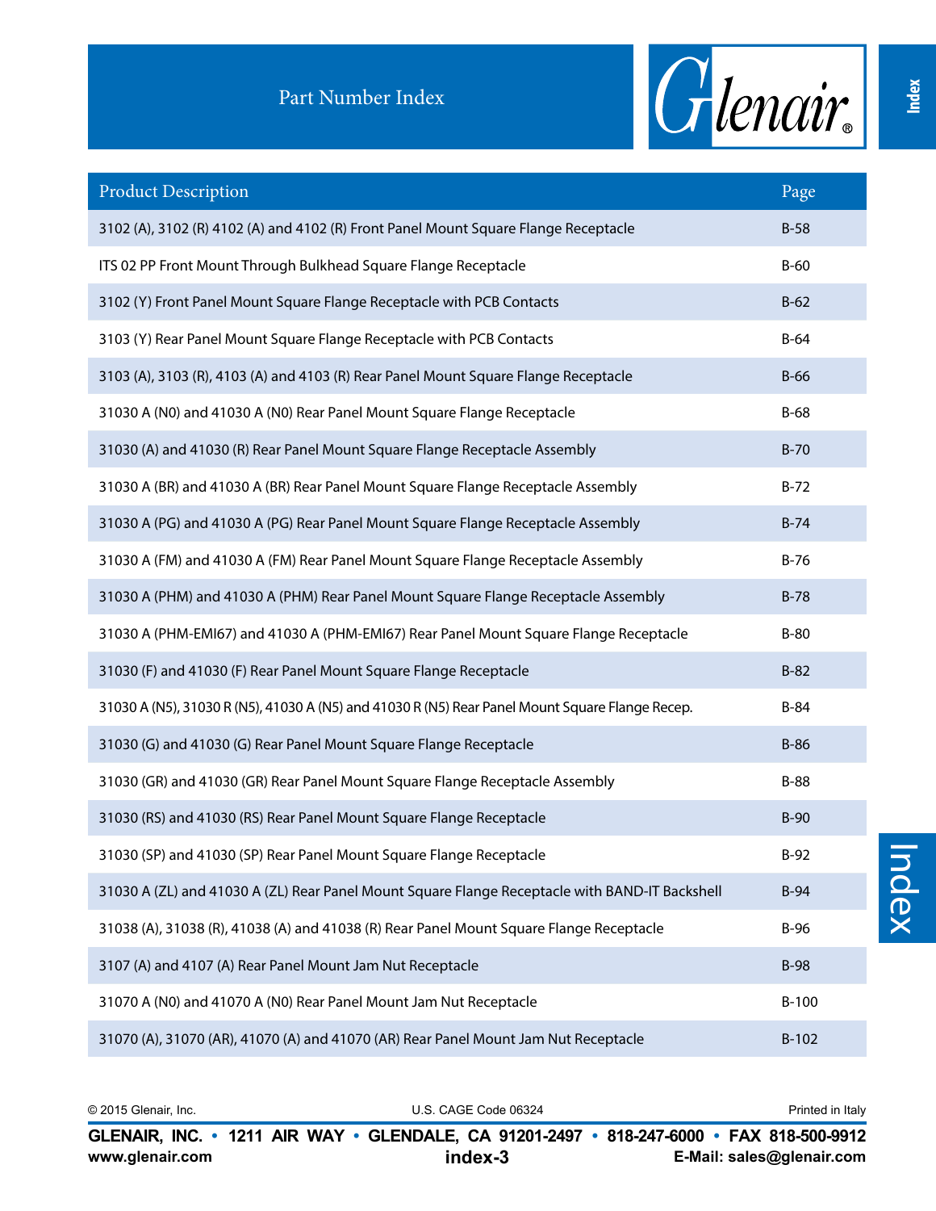# Part Number Index

| Product Description | Page |
|---|---|
| 3102 (A), 3102 (R) 4102 (A) and 4102 (R) Front Panel Mount Square Flange Receptacle | B-58 |
| ITS 02 PP Front Mount Through Bulkhead Square Flange Receptacle | B-60 |
| 3102 (Y) Front Panel Mount Square Flange Receptacle with PCB Contacts | B-62 |
| 3103 (Y) Rear Panel Mount Square Flange Receptacle with PCB Contacts | B-64 |
| 3103 (A), 3103 (R), 4103 (A) and 4103 (R) Rear Panel Mount Square Flange Receptacle | B-66 |
| 31030 A (N0) and 41030 A (N0) Rear Panel Mount Square Flange Receptacle | B-68 |
| 31030 (A) and 41030 (R) Rear Panel Mount Square Flange Receptacle Assembly | B-70 |
| 31030 A (BR) and 41030 A (BR) Rear Panel Mount Square Flange Receptacle Assembly | B-72 |
| 31030 A (PG) and 41030 A (PG) Rear Panel Mount Square Flange Receptacle Assembly | B-74 |
| 31030 A (FM) and 41030 A (FM) Rear Panel Mount Square Flange Receptacle Assembly | B-76 |
| 31030 A (PHM) and 41030 A (PHM) Rear Panel Mount Square Flange Receptacle Assembly | B-78 |
| 31030 A (PHM-EMI67) and 41030 A (PHM-EMI67) Rear Panel Mount Square Flange Receptacle | B-80 |
| 31030 (F) and 41030 (F) Rear Panel Mount Square Flange Receptacle | B-82 |
| 31030 A (N5), 31030 R (N5), 41030 A (N5) and 41030 R (N5) Rear Panel Mount Square Flange Recep. | B-84 |
| 31030 (G) and 41030 (G) Rear Panel Mount Square Flange Receptacle | B-86 |
| 31030 (GR) and 41030 (GR) Rear Panel Mount Square Flange Receptacle Assembly | B-88 |
| 31030 (RS) and 41030 (RS) Rear Panel Mount Square Flange Receptacle | B-90 |
| 31030 (SP) and 41030 (SP) Rear Panel Mount Square Flange Receptacle | B-92 |
| 31030 A (ZL) and 41030 A (ZL) Rear Panel Mount Square Flange Receptacle with BAND-IT Backshell | B-94 |
| 31038 (A), 31038 (R), 41038 (A) and 41038 (R) Rear Panel Mount Square Flange Receptacle | B-96 |
| 3107 (A) and 4107 (A) Rear Panel Mount Jam Nut Receptacle | B-98 |
| 31070 A (N0) and 41070 A (N0) Rear Panel Mount Jam Nut Receptacle | B-100 |
| 31070 (A), 31070 (AR), 41070 (A) and 41070 (AR) Rear Panel Mount Jam Nut Receptacle | B-102 |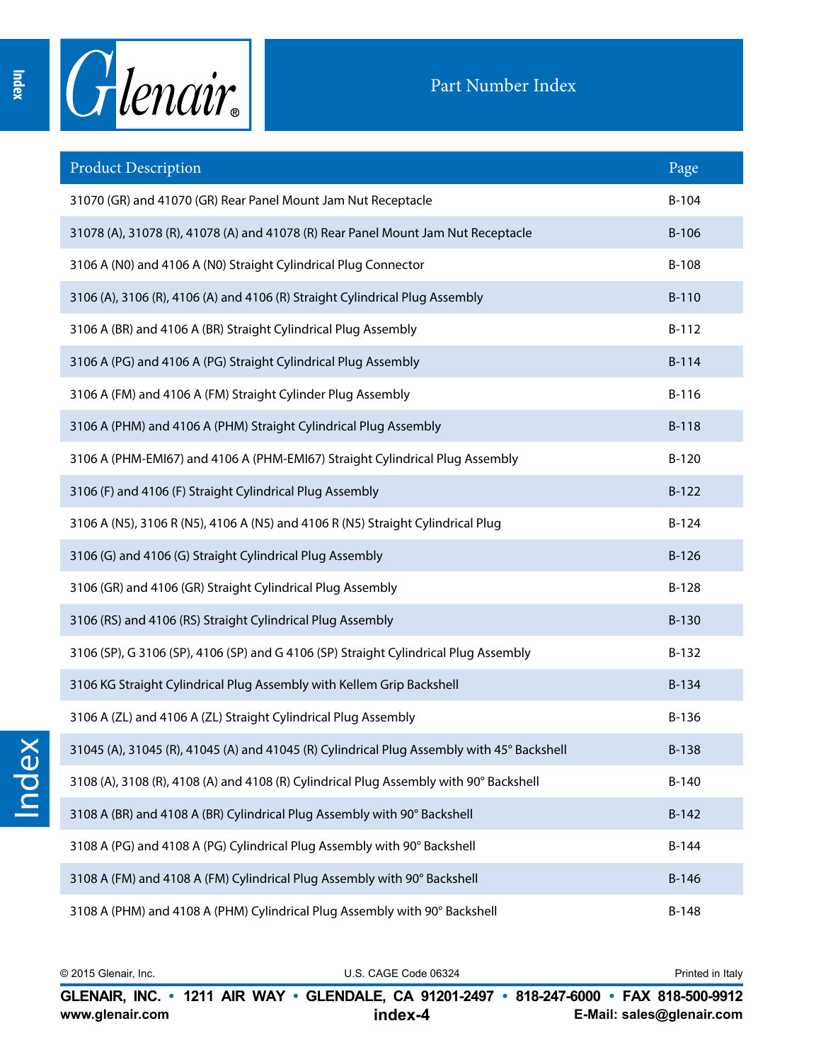# Part Number Index

| Product Description | Page |
| --- | --- |
| 31070 (GR) and 41070 (GR) Rear Panel Mount Jam Nut Receptacle | B-104 |
| 31078 (A), 31078 (R), 41078 (A) and 41078 (R) Rear Panel Mount Jam Nut Receptacle | B-106 |
| 3106 A (N0) and 4106 A (N0) Straight Cylindrical Plug Connector | B-108 |
| 3106 (A), 3106 (R), 4106 (A) and 4106 (R) Straight Cylindrical Plug Assembly | B-110 |
| 3106 A (BR) and 4106 A (BR) Straight Cylindrical Plug Assembly | B-112 |
| 3106 A (PG) and 4106 A (PG) Straight Cylindrical Plug Assembly | B-114 |
| 3106 A (FM) and 4106 A (FM) Straight Cylinder Plug Assembly | B-116 |
| 3106 A (PHM) and 4106 A (PHM) Straight Cylindrical Plug Assembly | B-118 |
| 3106 A (PHM-EMI67) and 4106 A (PHM-EMI67) Straight Cylindrical Plug Assembly | B-120 |
| 3106 (F) and 4106 (F) Straight Cylindrical Plug Assembly | B-122 |
| 3106 A (N5), 3106 R (N5), 4106 A (N5) and 4106 R (N5) Straight Cylindrical Plug | B-124 |
| 3106 (G) and 4106 (G) Straight Cylindrical Plug Assembly | B-126 |
| 3106 (GR) and 4106 (GR) Straight Cylindrical Plug Assembly | B-128 |
| 3106 (RS) and 4106 (RS) Straight Cylindrical Plug Assembly | B-130 |
| 3106 (SP), G 3106 (SP), 4106 (SP) and G 4106 (SP) Straight Cylindrical Plug Assembly | B-132 |
| 3106 KG Straight Cylindrical Plug Assembly with Kellem Grip Backshell | B-134 |
| 3106 A (ZL) and 4106 A (ZL) Straight Cylindrical Plug Assembly | B-136 |
| 31045 (A), 31045 (R), 41045 (A) and 41045 (R) Cylindrical Plug Assembly with 45° Backshell | B-138 |
| 3108 (A), 3108 (R), 4108 (A) and 4108 (R) Cylindrical Plug Assembly with 90° Backshell | B-140 |
| 3108 A (BR) and 4108 A (BR) Cylindrical Plug Assembly with 90° Backshell | B-142 |
| 3108 A (PG) and 4108 A (PG) Cylindrical Plug Assembly with 90° Backshell | B-144 |
| 3108 A (FM) and 4108 A (FM) Cylindrical Plug Assembly with 90° Backshell | B-146 |
| 3108 A (PHM) and 4108 A (PHM) Cylindrical Plug Assembly with 90° Backshell | B-148 |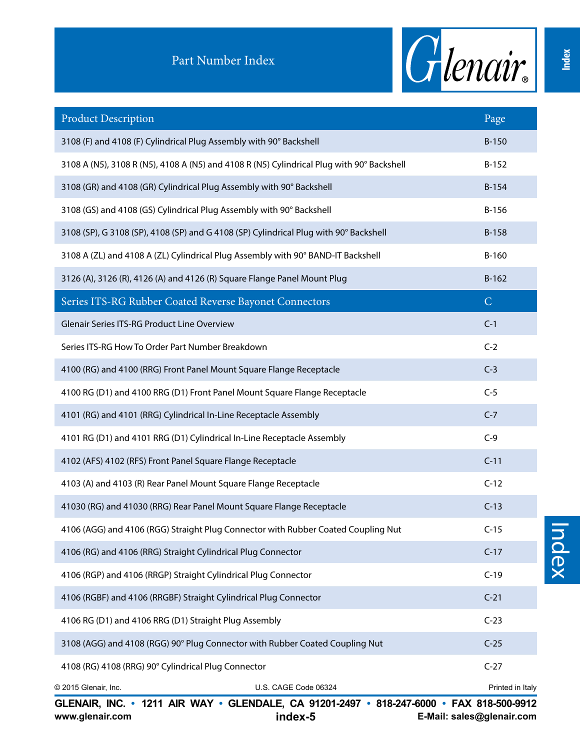# Part Number Index

| Product Description | Page |
|---|---|
| 3108 (F) and 4108 (F) Cylindrical Plug Assembly with 90° Backshell | B-150 |
| 3108 A (N5), 3108 R (N5), 4108 A (N5) and 4108 R (N5) Cylindrical Plug with 90° Backshell | B-152 |
| 3108 (GR) and 4108 (GR) Cylindrical Plug Assembly with 90° Backshell | B-154 |
| 3108 (GS) and 4108 (GS) Cylindrical Plug Assembly with 90° Backshell | B-156 |
| 3108 (SP), G 3108 (SP), 4108 (SP) and G 4108 (SP) Cylindrical Plug with 90° Backshell | B-158 |
| 3108 A (ZL) and 4108 A (ZL) Cylindrical Plug Assembly with 90° BAND-IT Backshell | B-160 |
| 3126 (A), 3126 (R), 4126 (A) and 4126 (R) Square Flange Panel Mount Plug | B-162 |
| **Series ITS-RG Rubber Coated Reverse Bayonet Connectors** | **C** |
| Glenair Series ITS-RG Product Line Overview | C-1 |
| Series ITS-RG How To Order Part Number Breakdown | C-2 |
| 4100 (RG) and 4100 (RRG) Front Panel Mount Square Flange Receptacle | C-3 |
| 4100 RG (D1) and 4100 RRG (D1) Front Panel Mount Square Flange Receptacle | C-5 |
| 4101 (RG) and 4101 (RRG) Cylindrical In-Line Receptacle Assembly | C-7 |
| 4101 RG (D1) and 4101 RRG (D1) Cylindrical In-Line Receptacle Assembly | C-9 |
| 4102 (AFS) 4102 (RFS) Front Panel Square Flange Receptacle | C-11 |
| 4103 (A) and 4103 (R) Rear Panel Mount Square Flange Receptacle | C-12 |
| 41030 (RG) and 41030 (RRG) Rear Panel Mount Square Flange Receptacle | C-13 |
| 4106 (AGG) and 4106 (RGG) Straight Plug Connector with Rubber Coated Coupling Nut | C-15 |
| 4106 (RG) and 4106 (RRG) Straight Cylindrical Plug Connector | C-17 |
| 4106 (RGP) and 4106 (RRGP) Straight Cylindrical Plug Connector | C-19 |
| 4106 (RGBF) and 4106 (RRGBF) Straight Cylindrical Plug Connector | C-21 |
| 4106 RG (D1) and 4106 RRG (D1) Straight Plug Assembly | C-23 |
| 3108 (AGG) and 4108 (RGG) 90° Plug Connector with Rubber Coated Coupling Nut | C-25 |
| 4108 (RG) 4108 (RRG) 90° Cylindrical Plug Connector | C-27 |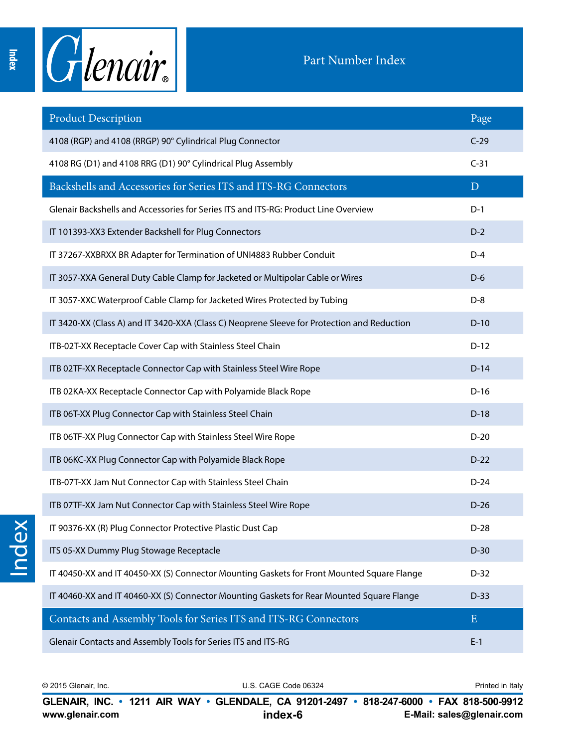# Part Number Index

| Product Description | Page |
|---|---|
| 4108 (RGP) and 4108 (RRGP) 90° Cylindrical Plug Connector | C-29 |
| 4108 RG (D1) and 4108 RRG (D1) 90° Cylindrical Plug Assembly | C-31 |
| **Backshells and Accessories for Series ITS and ITS-RG Connectors** | **D** |
| Glenair Backshells and Accessories for Series ITS and ITS-RG: Product Line Overview | D-1 |
| IT 101393-XX3 Extender Backshell for Plug Connectors | D-2 |
| IT 37267-XXBRXX BR Adapter for Termination of UNI4883 Rubber Conduit | D-4 |
| IT 3057-XXA General Duty Cable Clamp for Jacketed or Multipolar Cable or Wires | D-6 |
| IT 3057-XXC Waterproof Cable Clamp for Jacketed Wires Protected by Tubing | D-8 |
| IT 3420-XX (Class A) and IT 3420-XXA (Class C) Neoprene Sleeve for Protection and Reduction | D-10 |
| ITB-02T-XX Receptacle Cover Cap with Stainless Steel Chain | D-12 |
| ITB 02TF-XX Receptacle Connector Cap with Stainless Steel Wire Rope | D-14 |
| ITB 02KA-XX Receptacle Connector Cap with Polyamide Black Rope | D-16 |
| ITB 06T-XX Plug Connector Cap with Stainless Steel Chain | D-18 |
| ITB 06TF-XX Plug Connector Cap with Stainless Steel Wire Rope | D-20 |
| ITB 06KC-XX Plug Connector Cap with Polyamide Black Rope | D-22 |
| ITB-07T-XX Jam Nut Connector Cap with Stainless Steel Chain | D-24 |
| ITB 07TF-XX Jam Nut Connector Cap with Stainless Steel Wire Rope | D-26 |
| IT 90376-XX (R) Plug Connector Protective Plastic Dust Cap | D-28 |
| ITS 05-XX Dummy Plug Stowage Receptacle | D-30 |
| IT 40450-XX and IT 40450-XX (S) Connector Mounting Gaskets for Front Mounted Square Flange | D-32 |
| IT 40460-XX and IT 40460-XX (S) Connector Mounting Gaskets for Rear Mounted Square Flange | D-33 |
| **Contacts and Assembly Tools for Series ITS and ITS-RG Connectors** | **E** |
| Glenair Contacts and Assembly Tools for Series ITS and ITS-RG | E-1 |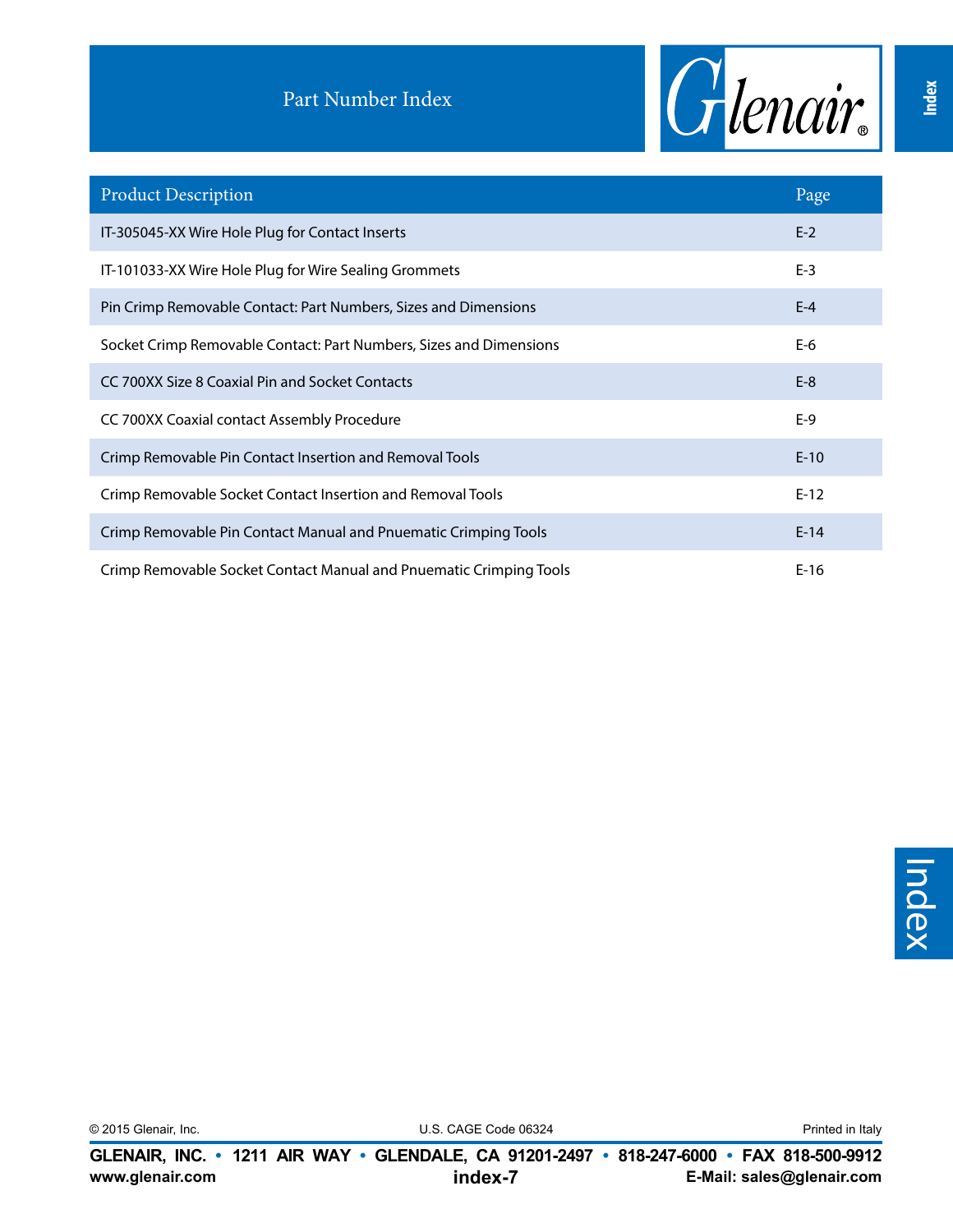# Part Number Index

| Product Description | Page |
|---|---|
| IT-305045-XX Wire Hole Plug for Contact Inserts | E-2 |
| IT-101033-XX Wire Hole Plug for Wire Sealing Grommets | E-3 |
| Pin Crimp Removable Contact: Part Numbers, Sizes and Dimensions | E-4 |
| Socket Crimp Removable Contact: Part Numbers, Sizes and Dimensions | E-6 |
| CC 700XX Size 8 Coaxial Pin and Socket Contacts | E-8 |
| CC 700XX Coaxial contact Assembly Procedure | E-9 |
| Crimp Removable Pin Contact Insertion and Removal Tools | E-10 |
| Crimp Removable Socket Contact Insertion and Removal Tools | E-12 |
| Crimp Removable Pin Contact Manual and Pnuematic Crimping Tools | E-14 |
| Crimp Removable Socket Contact Manual and Pnuematic Crimping Tools | E-16 |